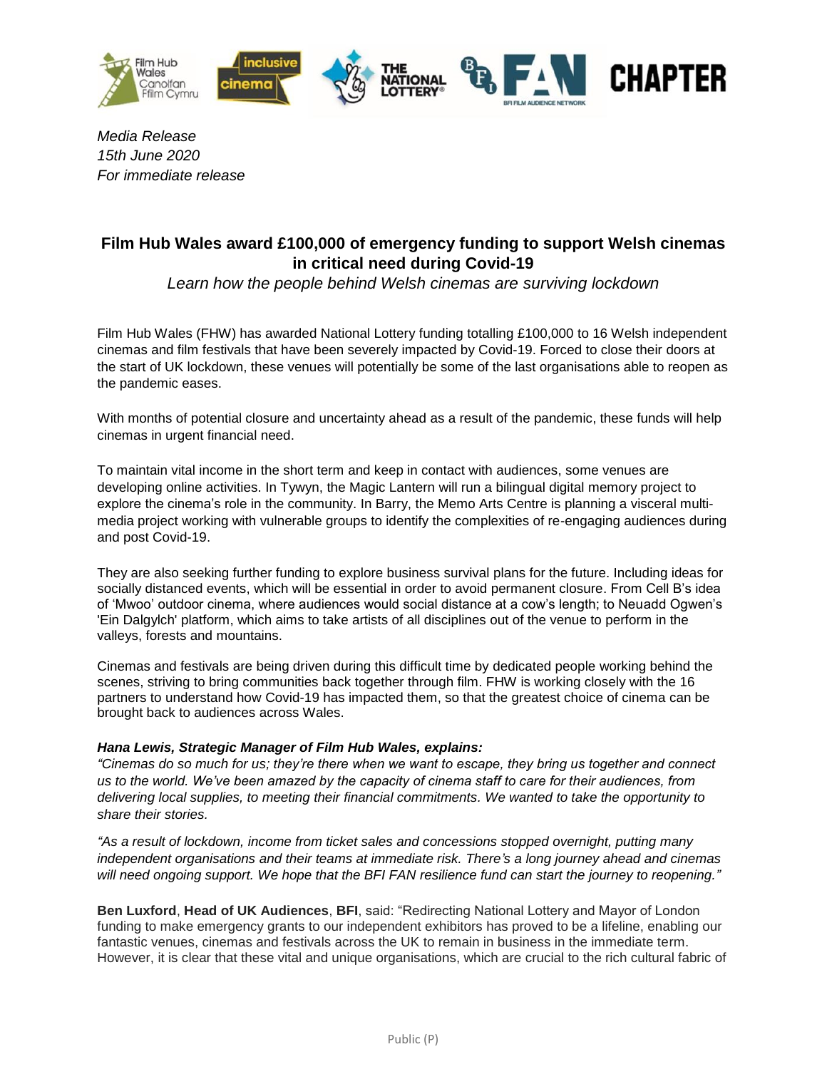*Media Release*
*15th June 2020*
*For immediate release*

# Film Hub Wales award £100,000 of emergency funding to support Welsh cinemas in critical need during Covid-19

*Learn how the people behind Welsh cinemas are surviving lockdown*

Film Hub Wales (FHW) has awarded National Lottery funding totalling £100,000 to 16 Welsh independent cinemas and film festivals that have been severely impacted by Covid-19. Forced to close their doors at the start of UK lockdown, these venues will potentially be some of the last organisations able to reopen as the pandemic eases.

With months of potential closure and uncertainty ahead as a result of the pandemic, these funds will help cinemas in urgent financial need.

To maintain vital income in the short term and keep in contact with audiences, some venues are developing online activities. In Tywyn, the Magic Lantern will run a bilingual digital memory project to explore the cinema's role in the community. In Barry, the Memo Arts Centre is planning a visceral multi-media project working with vulnerable groups to identify the complexities of re-engaging audiences during and post Covid-19.

They are also seeking further funding to explore business survival plans for the future. Including ideas for socially distanced events, which will be essential in order to avoid permanent closure. From Cell B's idea of 'Mwoo' outdoor cinema, where audiences would social distance at a cow's length; to Neuadd Ogwen's 'Ein Dalgylch' platform, which aims to take artists of all disciplines out of the venue to perform in the valleys, forests and mountains.

Cinemas and festivals are being driven during this difficult time by dedicated people working behind the scenes, striving to bring communities back together through film. FHW is working closely with the 16 partners to understand how Covid-19 has impacted them, so that the greatest choice of cinema can be brought back to audiences across Wales.

***Hana Lewis, Strategic Manager of Film Hub Wales, explains:***
*"Cinemas do so much for us; they're there when we want to escape, they bring us together and connect us to the world. We've been amazed by the capacity of cinema staff to care for their audiences, from delivering local supplies, to meeting their financial commitments. We wanted to take the opportunity to share their stories.*

*"As a result of lockdown, income from ticket sales and concessions stopped overnight, putting many independent organisations and their teams at immediate risk. There's a long journey ahead and cinemas will need ongoing support. We hope that the BFI FAN resilience fund can start the journey to reopening."*

**Ben Luxford**, **Head of UK Audiences**, **BFI**, said: "Redirecting National Lottery and Mayor of London funding to make emergency grants to our independent exhibitors has proved to be a lifeline, enabling our fantastic venues, cinemas and festivals across the UK to remain in business in the immediate term. However, it is clear that these vital and unique organisations, which are crucial to the rich cultural fabric of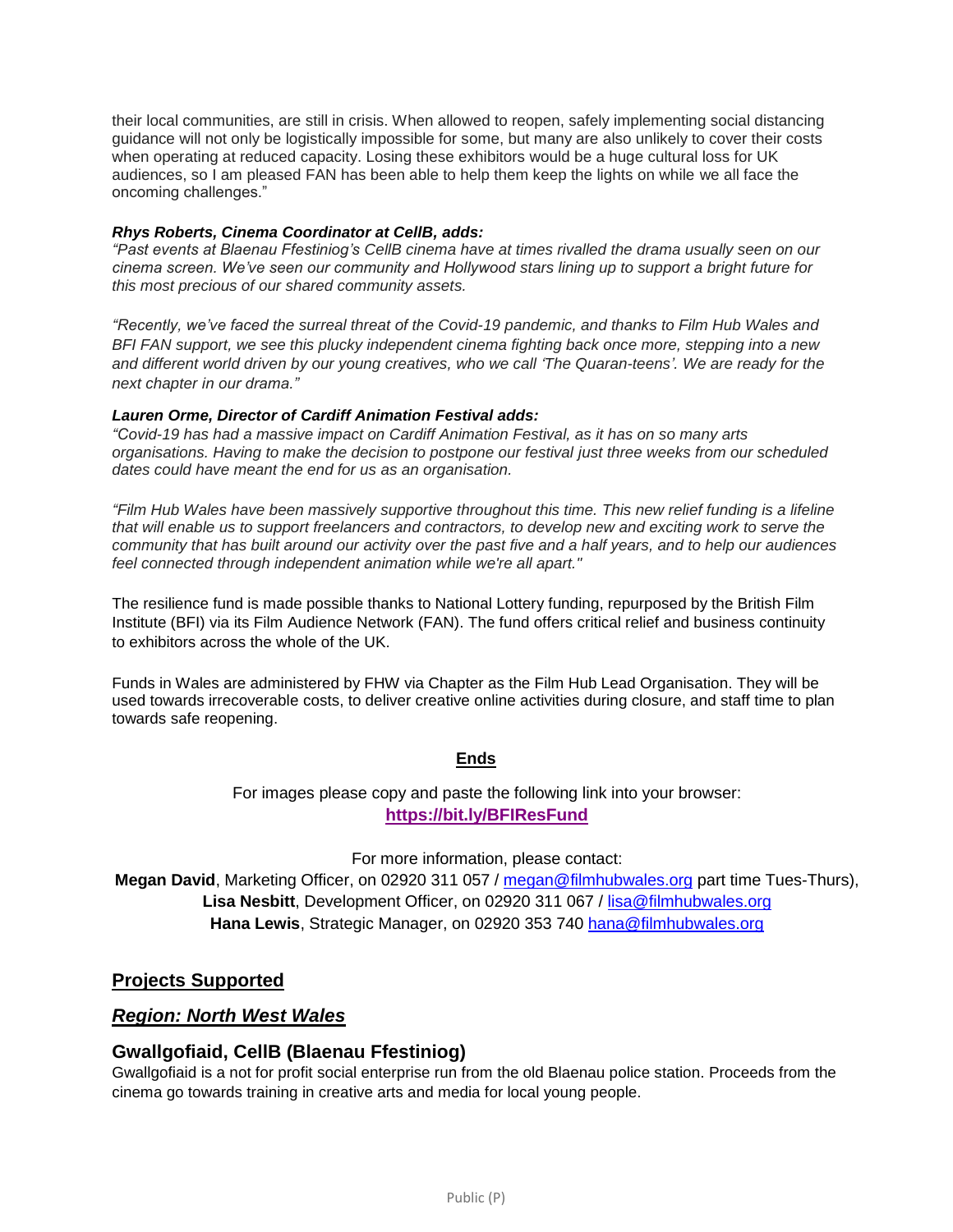their local communities, are still in crisis. When allowed to reopen, safely implementing social distancing guidance will not only be logistically impossible for some, but many are also unlikely to cover their costs when operating at reduced capacity. Losing these exhibitors would be a huge cultural loss for UK audiences, so I am pleased FAN has been able to help them keep the lights on while we all face the oncoming challenges."

***Rhys Roberts, Cinema Coordinator at CellB, adds:***
*"Past events at Blaenau Ffestiniog's CellB cinema have at times rivalled the drama usually seen on our cinema screen. We've seen our community and Hollywood stars lining up to support a bright future for this most precious of our shared community assets.*

*"Recently, we've faced the surreal threat of the Covid-19 pandemic, and thanks to Film Hub Wales and BFI FAN support, we see this plucky independent cinema fighting back once more, stepping into a new and different world driven by our young creatives, who we call 'The Quaran-teens'. We are ready for the next chapter in our drama."*

***Lauren Orme, Director of Cardiff Animation Festival adds:***
*"Covid-19 has had a massive impact on Cardiff Animation Festival, as it has on so many arts organisations. Having to make the decision to postpone our festival just three weeks from our scheduled dates could have meant the end for us as an organisation.*

*"Film Hub Wales have been massively supportive throughout this time. This new relief funding is a lifeline that will enable us to support freelancers and contractors, to develop new and exciting work to serve the community that has built around our activity over the past five and a half years, and to help our audiences feel connected through independent animation while we're all apart."*

The resilience fund is made possible thanks to National Lottery funding, repurposed by the British Film Institute (BFI) via its Film Audience Network (FAN). The fund offers critical relief and business continuity to exhibitors across the whole of the UK.

Funds in Wales are administered by FHW via Chapter as the Film Hub Lead Organisation. They will be used towards irrecoverable costs, to deliver creative online activities during closure, and staff time to plan towards safe reopening.

**Ends**

For images please copy and paste the following link into your browser:
**https://bit.ly/BFIResFund**

For more information, please contact:
**Megan David**, Marketing Officer, on 02920 311 057 / megan@filmhubwales.org part time Tues-Thurs),
**Lisa Nesbitt**, Development Officer, on 02920 311 067 / lisa@filmhubwales.org
**Hana Lewis**, Strategic Manager, on 02920 353 740 hana@filmhubwales.org

## Projects Supported

### *Region: North West Wales*

### Gwallgofiaid, CellB (Blaenau Ffestiniog)

Gwallgofiaid is a not for profit social enterprise run from the old Blaenau police station. Proceeds from the cinema go towards training in creative arts and media for local young people.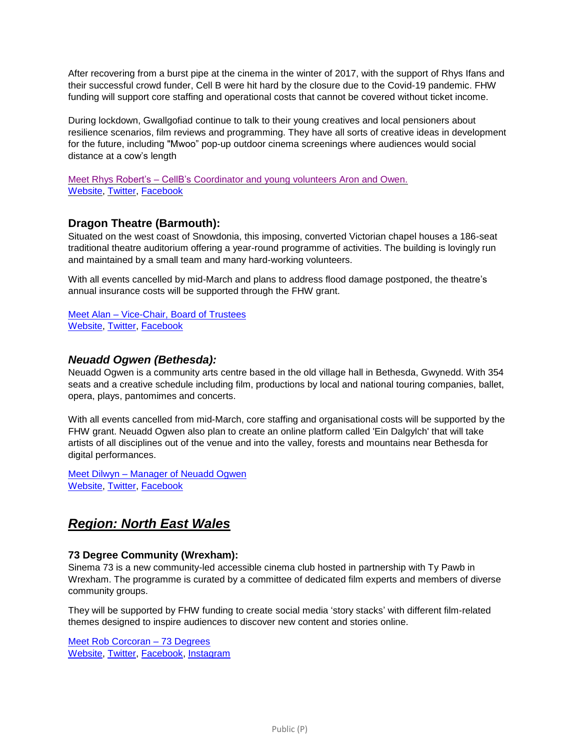After recovering from a burst pipe at the cinema in the winter of 2017, with the support of Rhys Ifans and their successful crowd funder, Cell B were hit hard by the closure due to the Covid-19 pandemic. FHW funding will support core staffing and operational costs that cannot be covered without ticket income.

During lockdown, Gwallgofiad continue to talk to their young creatives and local pensioners about resilience scenarios, film reviews and programming. They have all sorts of creative ideas in development for the future, including "Mwoo" pop-up outdoor cinema screenings where audiences would social distance at a cow's length

Meet Rhys Robert's – CellB's Coordinator and young volunteers Aron and Owen.
Website, Twitter, Facebook

### Dragon Theatre (Barmouth):

Situated on the west coast of Snowdonia, this imposing, converted Victorian chapel houses a 186-seat traditional theatre auditorium offering a year-round programme of activities. The building is lovingly run and maintained by a small team and many hard-working volunteers.

With all events cancelled by mid-March and plans to address flood damage postponed, the theatre's annual insurance costs will be supported through the FHW grant.

Meet Alan – Vice-Chair, Board of Trustees
Website, Twitter, Facebook

### *Neuadd Ogwen (Bethesda):*

Neuadd Ogwen is a community arts centre based in the old village hall in Bethesda, Gwynedd. With 354 seats and a creative schedule including film, productions by local and national touring companies, ballet, opera, plays, pantomimes and concerts.

With all events cancelled from mid-March, core staffing and organisational costs will be supported by the FHW grant. Neuadd Ogwen also plan to create an online platform called 'Ein Dalgylch' that will take artists of all disciplines out of the venue and into the valley, forests and mountains near Bethesda for digital performances.

Meet Dilwyn – Manager of Neuadd Ogwen
Website, Twitter, Facebook

## *Region: North East Wales*

### 73 Degree Community (Wrexham):

Sinema 73 is a new community-led accessible cinema club hosted in partnership with Ty Pawb in Wrexham. The programme is curated by a committee of dedicated film experts and members of diverse community groups.

They will be supported by FHW funding to create social media 'story stacks' with different film-related themes designed to inspire audiences to discover new content and stories online.

Meet Rob Corcoran – 73 Degrees
Website, Twitter, Facebook, Instagram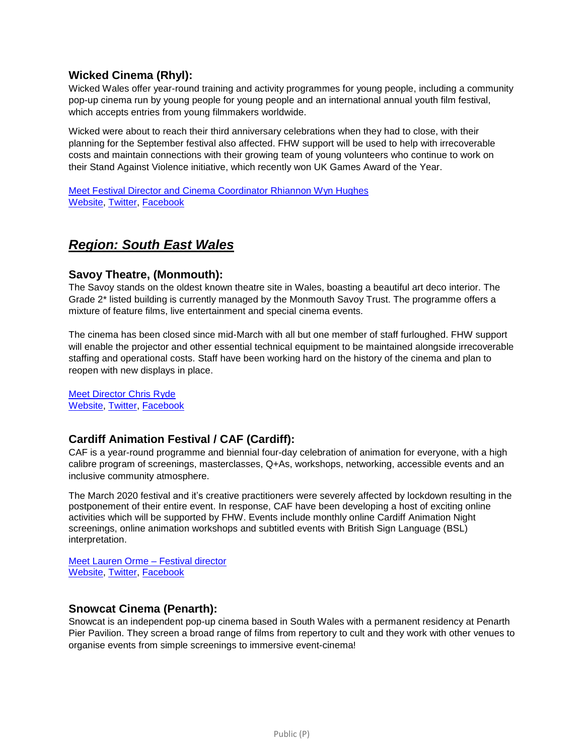### Wicked Cinema (Rhyl):

Wicked Wales offer year-round training and activity programmes for young people, including a community pop-up cinema run by young people for young people and an international annual youth film festival, which accepts entries from young filmmakers worldwide.

Wicked were about to reach their third anniversary celebrations when they had to close, with their planning for the September festival also affected. FHW support will be used to help with irrecoverable costs and maintain connections with their growing team of young volunteers who continue to work on their Stand Against Violence initiative, which recently won UK Games Award of the Year.

Meet Festival Director and Cinema Coordinator Rhiannon Wyn Hughes
Website, Twitter, Facebook

## ***Region: South East Wales***

### Savoy Theatre, (Monmouth):

The Savoy stands on the oldest known theatre site in Wales, boasting a beautiful art deco interior. The Grade 2* listed building is currently managed by the Monmouth Savoy Trust. The programme offers a mixture of feature films, live entertainment and special cinema events.

The cinema has been closed since mid-March with all but one member of staff furloughed. FHW support will enable the projector and other essential technical equipment to be maintained alongside irrecoverable staffing and operational costs. Staff have been working hard on the history of the cinema and plan to reopen with new displays in place.

Meet Director Chris Ryde
Website, Twitter, Facebook

### Cardiff Animation Festival / CAF (Cardiff):

CAF is a year-round programme and biennial four-day celebration of animation for everyone, with a high calibre program of screenings, masterclasses, Q+As, workshops, networking, accessible events and an inclusive community atmosphere.

The March 2020 festival and it's creative practitioners were severely affected by lockdown resulting in the postponement of their entire event. In response, CAF have been developing a host of exciting online activities which will be supported by FHW. Events include monthly online Cardiff Animation Night screenings, online animation workshops and subtitled events with British Sign Language (BSL) interpretation.

Meet Lauren Orme – Festival director
Website, Twitter, Facebook

### Snowcat Cinema (Penarth):

Snowcat is an independent pop-up cinema based in South Wales with a permanent residency at Penarth Pier Pavilion. They screen a broad range of films from repertory to cult and they work with other venues to organise events from simple screenings to immersive event-cinema!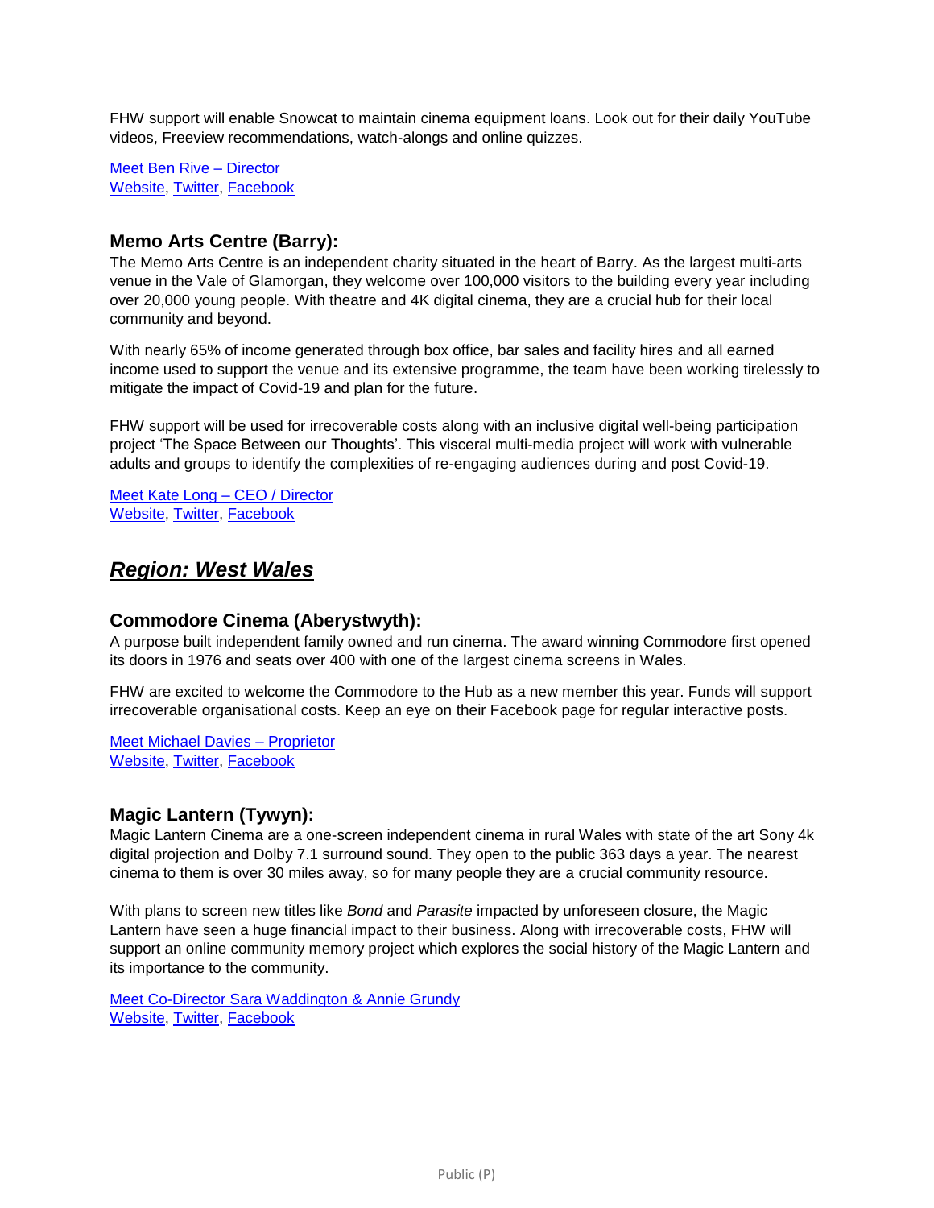FHW support will enable Snowcat to maintain cinema equipment loans. Look out for their daily YouTube videos, Freeview recommendations, watch-alongs and online quizzes.

Meet Ben Rive – Director
Website, Twitter, Facebook

### Memo Arts Centre (Barry):

The Memo Arts Centre is an independent charity situated in the heart of Barry. As the largest multi-arts venue in the Vale of Glamorgan, they welcome over 100,000 visitors to the building every year including over 20,000 young people. With theatre and 4K digital cinema, they are a crucial hub for their local community and beyond.

With nearly 65% of income generated through box office, bar sales and facility hires and all earned income used to support the venue and its extensive programme, the team have been working tirelessly to mitigate the impact of Covid-19 and plan for the future.

FHW support will be used for irrecoverable costs along with an inclusive digital well-being participation project 'The Space Between our Thoughts'. This visceral multi-media project will work with vulnerable adults and groups to identify the complexities of re-engaging audiences during and post Covid-19.

Meet Kate Long – CEO / Director
Website, Twitter, Facebook

## *Region: West Wales*

### Commodore Cinema (Aberystwyth):

A purpose built independent family owned and run cinema. The award winning Commodore first opened its doors in 1976 and seats over 400 with one of the largest cinema screens in Wales.

FHW are excited to welcome the Commodore to the Hub as a new member this year. Funds will support irrecoverable organisational costs. Keep an eye on their Facebook page for regular interactive posts.

Meet Michael Davies – Proprietor
Website, Twitter, Facebook

### Magic Lantern (Tywyn):

Magic Lantern Cinema are a one-screen independent cinema in rural Wales with state of the art Sony 4k digital projection and Dolby 7.1 surround sound. They open to the public 363 days a year. The nearest cinema to them is over 30 miles away, so for many people they are a crucial community resource.

With plans to screen new titles like *Bond* and *Parasite* impacted by unforeseen closure, the Magic Lantern have seen a huge financial impact to their business. Along with irrecoverable costs, FHW will support an online community memory project which explores the social history of the Magic Lantern and its importance to the community.

Meet Co-Director Sara Waddington & Annie Grundy
Website, Twitter, Facebook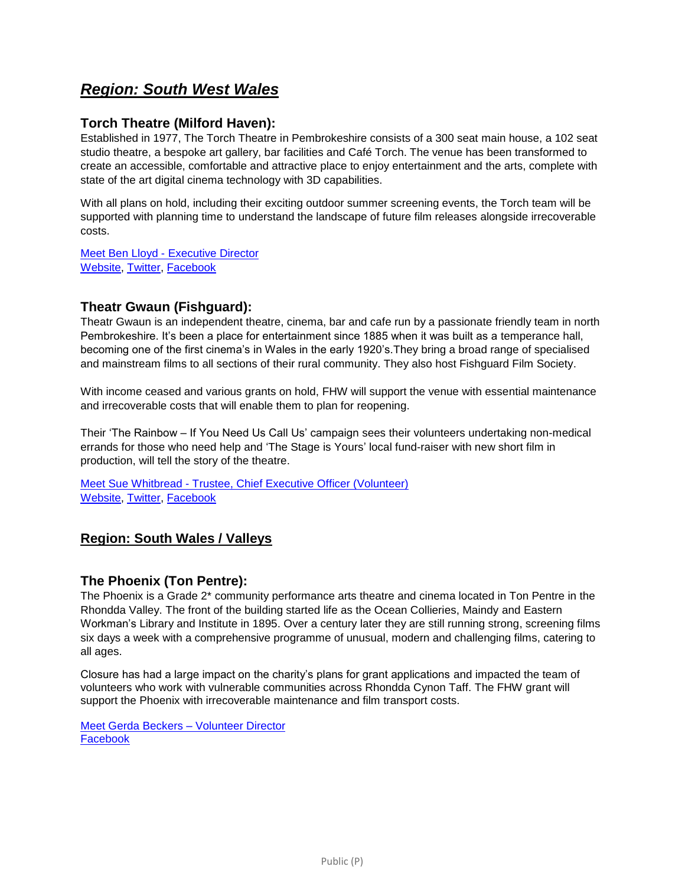## *Region: South West Wales*

### Torch Theatre (Milford Haven):

Established in 1977, The Torch Theatre in Pembrokeshire consists of a 300 seat main house, a 102 seat studio theatre, a bespoke art gallery, bar facilities and Café Torch. The venue has been transformed to create an accessible, comfortable and attractive place to enjoy entertainment and the arts, complete with state of the art digital cinema technology with 3D capabilities.

With all plans on hold, including their exciting outdoor summer screening events, the Torch team will be supported with planning time to understand the landscape of future film releases alongside irrecoverable costs.

Meet Ben Lloyd - Executive Director
Website, Twitter, Facebook

### Theatr Gwaun (Fishguard):

Theatr Gwaun is an independent theatre, cinema, bar and cafe run by a passionate friendly team in north Pembrokeshire. It's been a place for entertainment since 1885 when it was built as a temperance hall, becoming one of the first cinema's in Wales in the early 1920's.They bring a broad range of specialised and mainstream films to all sections of their rural community. They also host Fishguard Film Society.

With income ceased and various grants on hold, FHW will support the venue with essential maintenance and irrecoverable costs that will enable them to plan for reopening.

Their 'The Rainbow – If You Need Us Call Us' campaign sees their volunteers undertaking non-medical errands for those who need help and 'The Stage is Yours' local fund-raiser with new short film in production, will tell the story of the theatre.

Meet Sue Whitbread - Trustee, Chief Executive Officer (Volunteer)
Website, Twitter, Facebook

## Region: South Wales / Valleys

### The Phoenix (Ton Pentre):

The Phoenix is a Grade 2* community performance arts theatre and cinema located in Ton Pentre in the Rhondda Valley. The front of the building started life as the Ocean Collieries, Maindy and Eastern Workman's Library and Institute in 1895. Over a century later they are still running strong, screening films six days a week with a comprehensive programme of unusual, modern and challenging films, catering to all ages.

Closure has had a large impact on the charity's plans for grant applications and impacted the team of volunteers who work with vulnerable communities across Rhondda Cynon Taff. The FHW grant will support the Phoenix with irrecoverable maintenance and film transport costs.

Meet Gerda Beckers – Volunteer Director
Facebook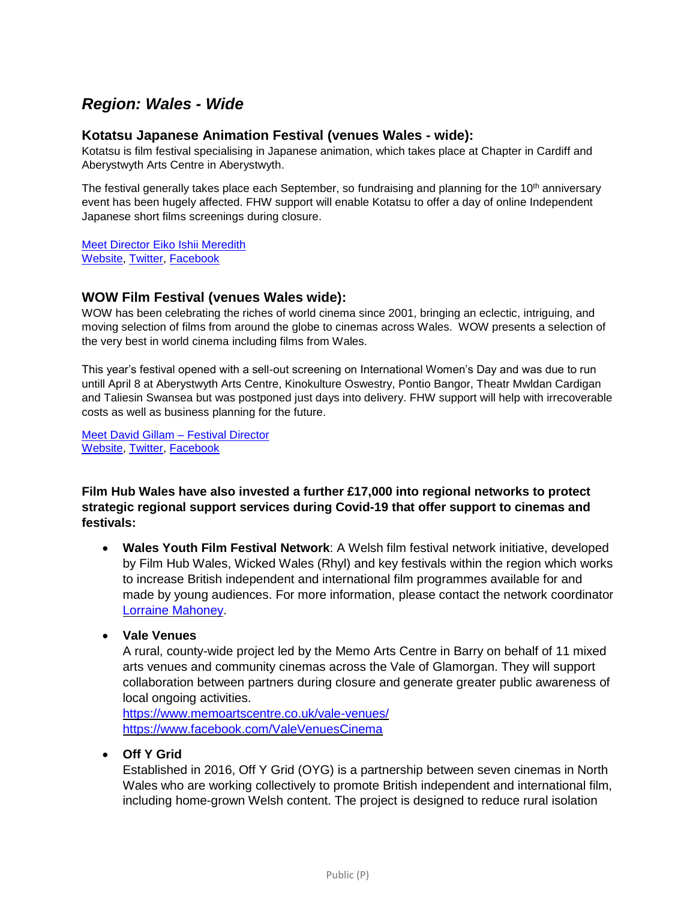## *Region: Wales - Wide*

### Kotatsu Japanese Animation Festival (venues Wales - wide):

Kotatsu is film festival specialising in Japanese animation, which takes place at Chapter in Cardiff and Aberystwyth Arts Centre in Aberystwyth.

The festival generally takes place each September, so fundraising and planning for the 10th anniversary event has been hugely affected. FHW support will enable Kotatsu to offer a day of online Independent Japanese short films screenings during closure.

Meet Director Eiko Ishii Meredith
Website, Twitter, Facebook

### WOW Film Festival (venues Wales wide):

WOW has been celebrating the riches of world cinema since 2001, bringing an eclectic, intriguing, and moving selection of films from around the globe to cinemas across Wales. WOW presents a selection of the very best in world cinema including films from Wales.

This year's festival opened with a sell-out screening on International Women's Day and was due to run untill April 8 at Aberystwyth Arts Centre, Kinokulture Oswestry, Pontio Bangor, Theatr Mwldan Cardigan and Taliesin Swansea but was postponed just days into delivery. FHW support will help with irrecoverable costs as well as business planning for the future.

Meet David Gillam – Festival Director
Website, Twitter, Facebook

**Film Hub Wales have also invested a further £17,000 into regional networks to protect strategic regional support services during Covid-19 that offer support to cinemas and festivals:**

- **Wales Youth Film Festival Network**: A Welsh film festival network initiative, developed by Film Hub Wales, Wicked Wales (Rhyl) and key festivals within the region which works to increase British independent and international film programmes available for and made by young audiences. For more information, please contact the network coordinator Lorraine Mahoney.
- **Vale Venues**
  A rural, county-wide project led by the Memo Arts Centre in Barry on behalf of 11 mixed arts venues and community cinemas across the Vale of Glamorgan. They will support collaboration between partners during closure and generate greater public awareness of local ongoing activities.
  https://www.memoartscentre.co.uk/vale-venues/
  https://www.facebook.com/ValeVenuesCinema
- **Off Y Grid**
  Established in 2016, Off Y Grid (OYG) is a partnership between seven cinemas in North Wales who are working collectively to promote British independent and international film, including home-grown Welsh content. The project is designed to reduce rural isolation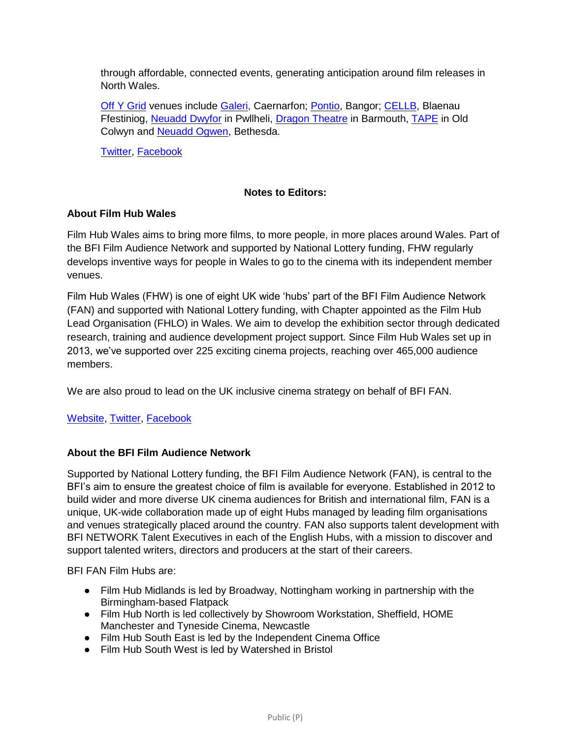through affordable, connected events, generating anticipation around film releases in North Wales.

Off Y Grid venues include Galeri, Caernarfon; Pontio, Bangor; CELLB, Blaenau Ffestiniog, Neuadd Dwyfor in Pwllheli, Dragon Theatre in Barmouth, TAPE in Old Colwyn and Neuadd Ogwen, Bethesda.

Twitter, Facebook

**Notes to Editors:**

**About Film Hub Wales**

Film Hub Wales aims to bring more films, to more people, in more places around Wales. Part of the BFI Film Audience Network and supported by National Lottery funding, FHW regularly develops inventive ways for people in Wales to go to the cinema with its independent member venues.

Film Hub Wales (FHW) is one of eight UK wide 'hubs' part of the BFI Film Audience Network (FAN) and supported with National Lottery funding, with Chapter appointed as the Film Hub Lead Organisation (FHLO) in Wales. We aim to develop the exhibition sector through dedicated research, training and audience development project support. Since Film Hub Wales set up in 2013, we've supported over 225 exciting cinema projects, reaching over 465,000 audience members.

We are also proud to lead on the UK inclusive cinema strategy on behalf of BFI FAN.

Website, Twitter, Facebook

**About the BFI Film Audience Network**

Supported by National Lottery funding, the BFI Film Audience Network (FAN), is central to the BFI's aim to ensure the greatest choice of film is available for everyone. Established in 2012 to build wider and more diverse UK cinema audiences for British and international film, FAN is a unique, UK-wide collaboration made up of eight Hubs managed by leading film organisations and venues strategically placed around the country. FAN also supports talent development with BFI NETWORK Talent Executives in each of the English Hubs, with a mission to discover and support talented writers, directors and producers at the start of their careers.

BFI FAN Film Hubs are:

- Film Hub Midlands is led by Broadway, Nottingham working in partnership with the Birmingham-based Flatpack
- Film Hub North is led collectively by Showroom Workstation, Sheffield, HOME Manchester and Tyneside Cinema, Newcastle
- Film Hub South East is led by the Independent Cinema Office
- Film Hub South West is led by Watershed in Bristol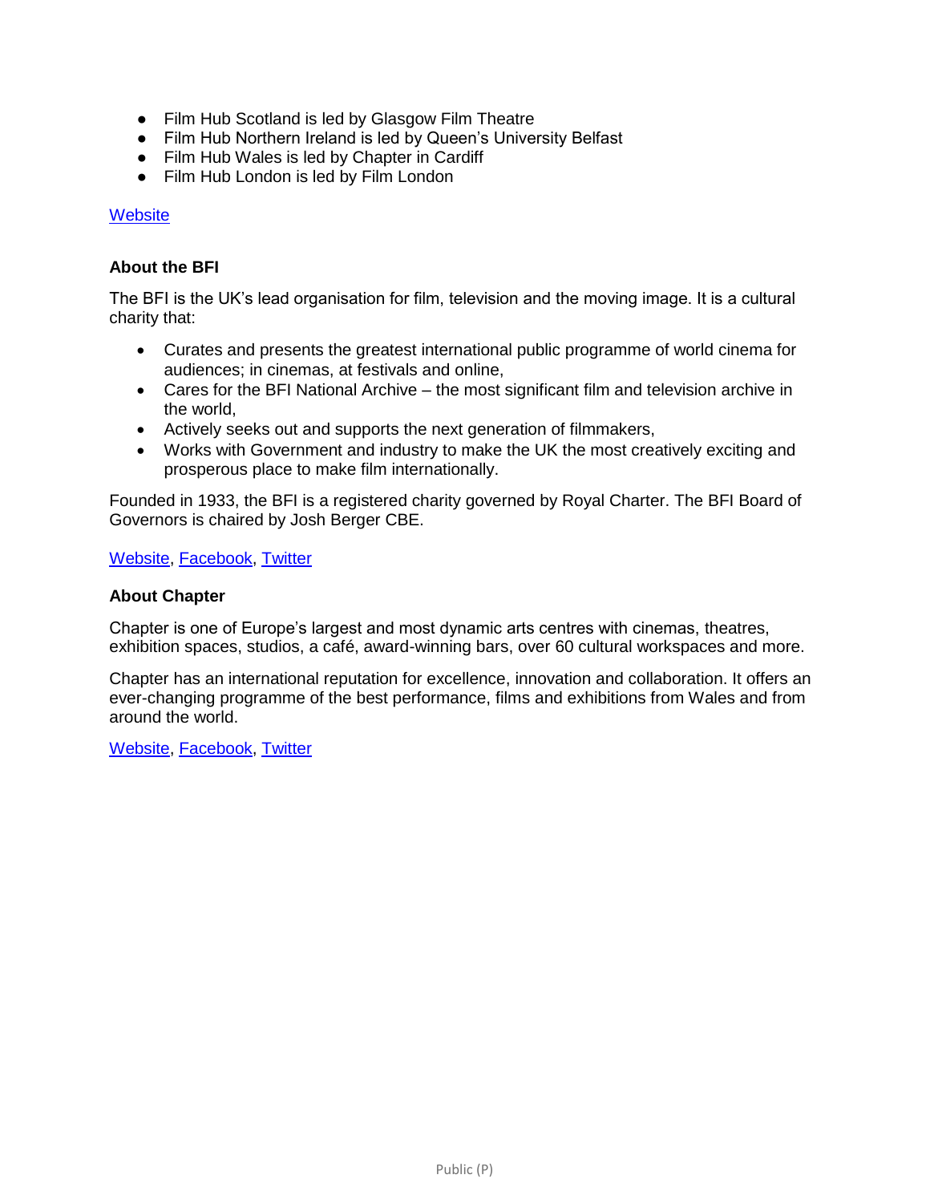- Film Hub Scotland is led by Glasgow Film Theatre
- Film Hub Northern Ireland is led by Queen's University Belfast
- Film Hub Wales is led by Chapter in Cardiff
- Film Hub London is led by Film London

Website

**About the BFI**

The BFI is the UK's lead organisation for film, television and the moving image. It is a cultural charity that:

- Curates and presents the greatest international public programme of world cinema for audiences; in cinemas, at festivals and online,
- Cares for the BFI National Archive – the most significant film and television archive in the world,
- Actively seeks out and supports the next generation of filmmakers,
- Works with Government and industry to make the UK the most creatively exciting and prosperous place to make film internationally.

Founded in 1933, the BFI is a registered charity governed by Royal Charter. The BFI Board of Governors is chaired by Josh Berger CBE.

Website, Facebook, Twitter

**About Chapter**

Chapter is one of Europe's largest and most dynamic arts centres with cinemas, theatres, exhibition spaces, studios, a café, award-winning bars, over 60 cultural workspaces and more.

Chapter has an international reputation for excellence, innovation and collaboration. It offers an ever-changing programme of the best performance, films and exhibitions from Wales and from around the world.

Website, Facebook, Twitter